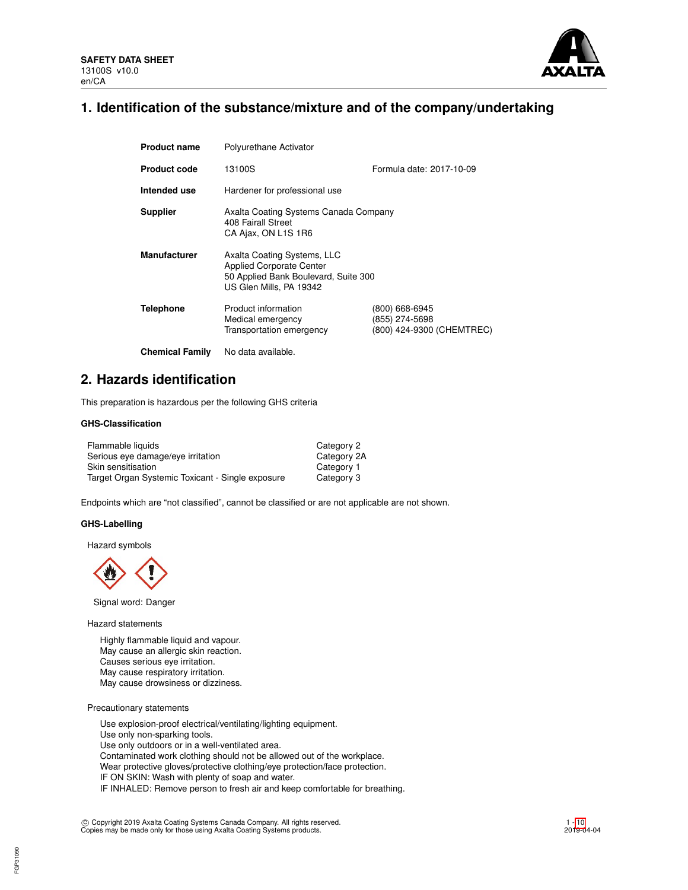SAFETY DATA SHEET
13100S v10.0
en/CA

# 1. Identification of the substance/mixture and of the company/undertaking

| | | |
|---|---|---|
| **Product name** | Polyurethane Activator | |
| **Product code** | 13100S | Formula date: 2017-10-09 |
| **Intended use** | Hardener for professional use | |
| **Supplier** | Axalta Coating Systems Canada Company<br>408 Fairall Street<br>CA Ajax, ON L1S 1R6 | |
| **Manufacturer** | Axalta Coating Systems, LLC<br>Applied Corporate Center<br>50 Applied Bank Boulevard, Suite 300<br>US Glen Mills, PA 19342 | |
| **Telephone** | Product information<br>Medical emergency<br>Transportation emergency | (800) 668-6945<br>(855) 274-5698<br>(800) 424-9300 (CHEMTREC) |
| **Chemical Family** | No data available. | |

# 2. Hazards identification

This preparation is hazardous per the following GHS criteria

### GHS-Classification

| | |
|---|---|
| Flammable liquids | Category 2 |
| Serious eye damage/eye irritation | Category 2A |
| Skin sensitisation | Category 1 |
| Target Organ Systemic Toxicant - Single exposure | Category 3 |

Endpoints which are "not classified", cannot be classified or are not applicable are not shown.

### GHS-Labelling

Hazard symbols

Signal word: Danger

Hazard statements

Highly flammable liquid and vapour.
May cause an allergic skin reaction.
Causes serious eye irritation.
May cause respiratory irritation.
May cause drowsiness or dizziness.

Precautionary statements

Use explosion-proof electrical/ventilating/lighting equipment.
Use only non-sparking tools.
Use only outdoors or in a well-ventilated area.
Contaminated work clothing should not be allowed out of the workplace.
Wear protective gloves/protective clothing/eye protection/face protection.
IF ON SKIN: Wash with plenty of soap and water.
IF INHALED: Remove person to fresh air and keep comfortable for breathing.

© Copyright 2019 Axalta Coating Systems Canada Company. All rights reserved.
Copies may be made only for those using Axalta Coating Systems products.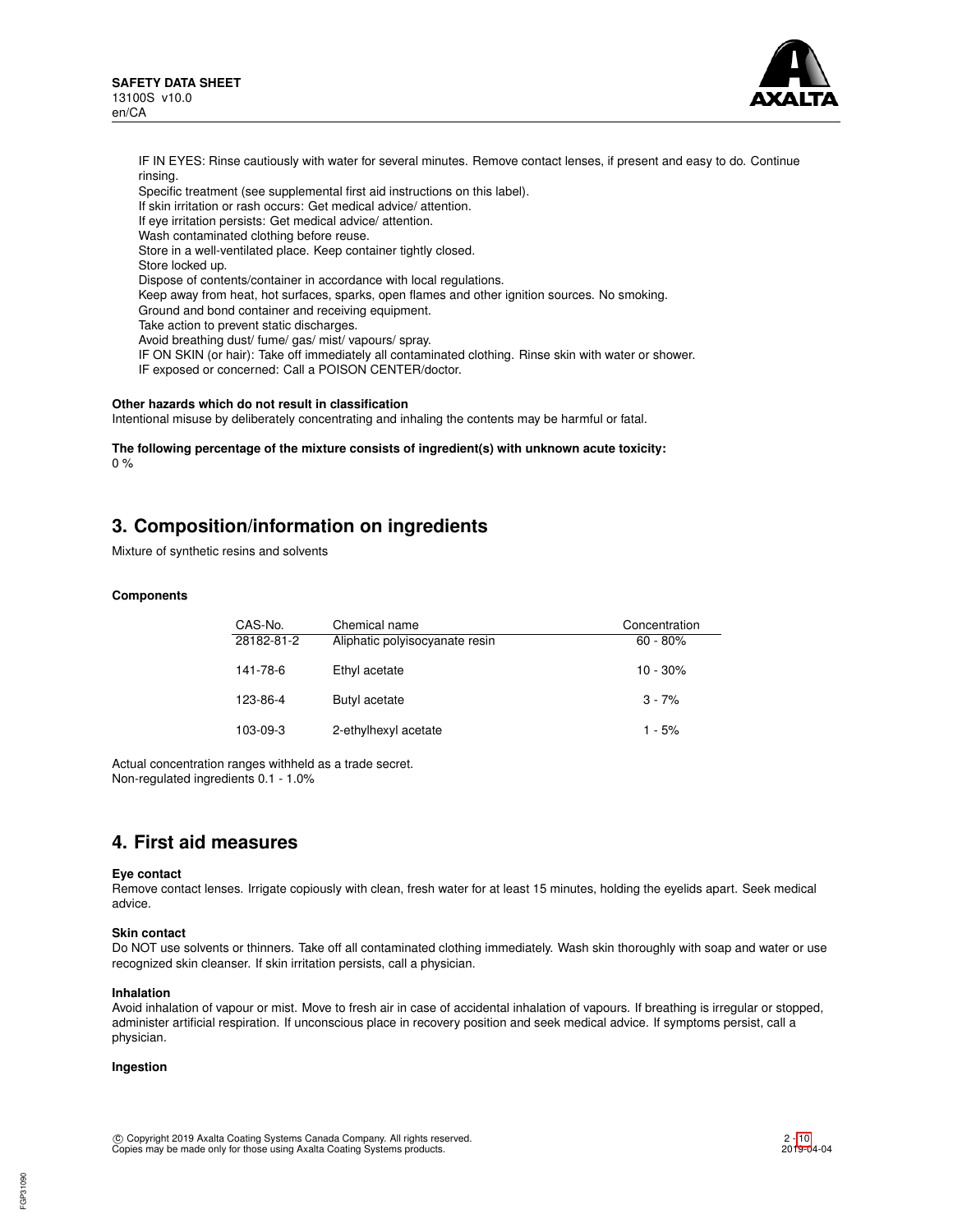IF IN EYES: Rinse cautiously with water for several minutes. Remove contact lenses, if present and easy to do. Continue rinsing.
Specific treatment (see supplemental first aid instructions on this label).
If skin irritation or rash occurs: Get medical advice/ attention.
If eye irritation persists: Get medical advice/ attention.
Wash contaminated clothing before reuse.
Store in a well-ventilated place. Keep container tightly closed.
Store locked up.
Dispose of contents/container in accordance with local regulations.
Keep away from heat, hot surfaces, sparks, open flames and other ignition sources. No smoking.
Ground and bond container and receiving equipment.
Take action to prevent static discharges.
Avoid breathing dust/ fume/ gas/ mist/ vapours/ spray.
IF ON SKIN (or hair): Take off immediately all contaminated clothing. Rinse skin with water or shower.
IF exposed or concerned: Call a POISON CENTER/doctor.

**Other hazards which do not result in classification**
Intentional misuse by deliberately concentrating and inhaling the contents may be harmful or fatal.

**The following percentage of the mixture consists of ingredient(s) with unknown acute toxicity:**
0 %

## 3. Composition/information on ingredients

Mixture of synthetic resins and solvents

**Components**

| CAS-No. | Chemical name | Concentration |
|---|---|---|
| 28182-81-2 | Aliphatic polyisocyanate resin | 60 - 80% |
| 141-78-6 | Ethyl acetate | 10 - 30% |
| 123-86-4 | Butyl acetate | 3 - 7% |
| 103-09-3 | 2-ethylhexyl acetate | 1 - 5% |

Actual concentration ranges withheld as a trade secret.
Non-regulated ingredients 0.1 - 1.0%

## 4. First aid measures

**Eye contact**
Remove contact lenses. Irrigate copiously with clean, fresh water for at least 15 minutes, holding the eyelids apart. Seek medical advice.

**Skin contact**
Do NOT use solvents or thinners. Take off all contaminated clothing immediately. Wash skin thoroughly with soap and water or use recognized skin cleanser. If skin irritation persists, call a physician.

**Inhalation**
Avoid inhalation of vapour or mist. Move to fresh air in case of accidental inhalation of vapours. If breathing is irregular or stopped, administer artificial respiration. If unconscious place in recovery position and seek medical advice. If symptoms persist, call a physician.

**Ingestion**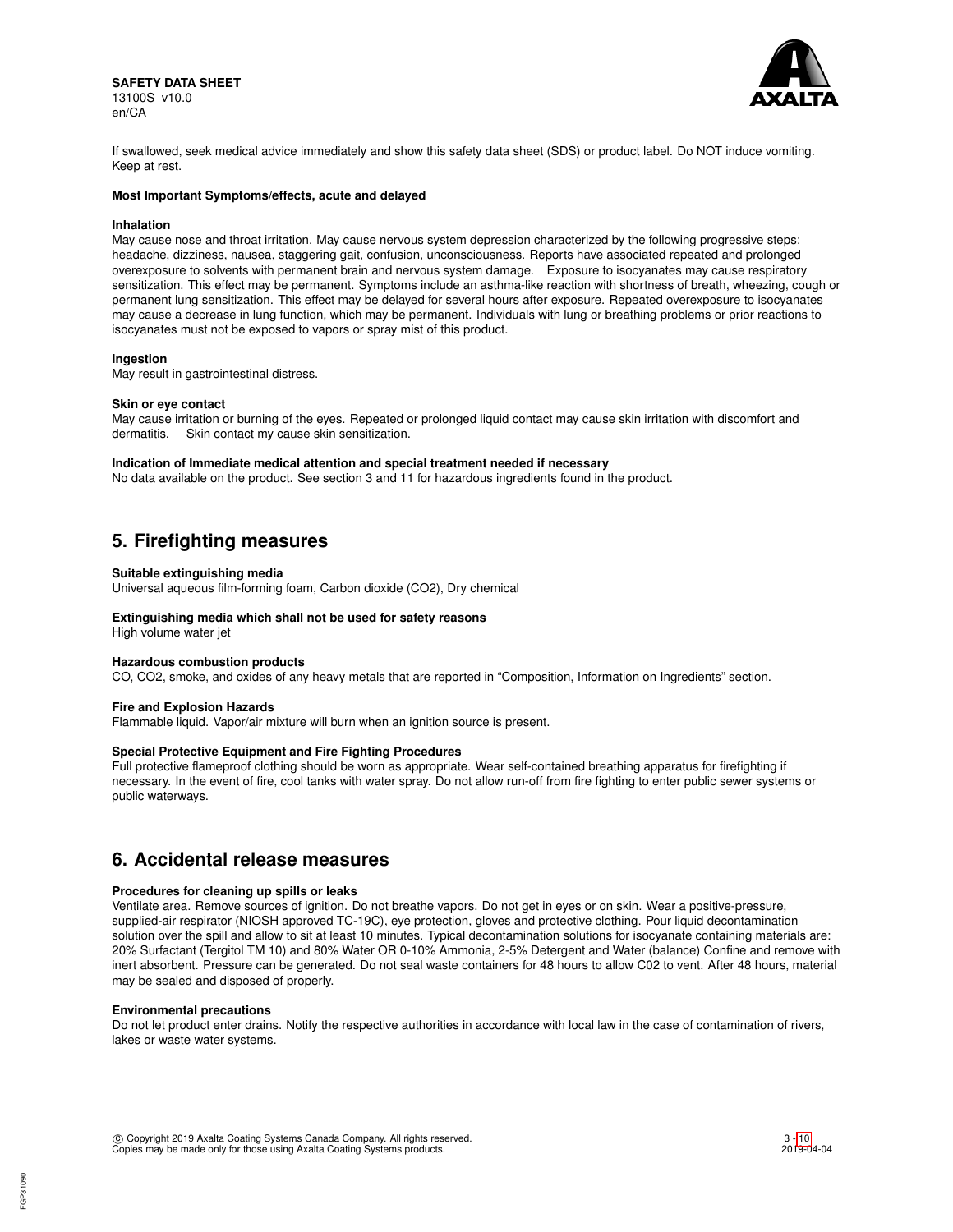If swallowed, seek medical advice immediately and show this safety data sheet (SDS) or product label. Do NOT induce vomiting. Keep at rest.

**Most Important Symptoms/effects, acute and delayed**

**Inhalation**

May cause nose and throat irritation. May cause nervous system depression characterized by the following progressive steps: headache, dizziness, nausea, staggering gait, confusion, unconsciousness. Reports have associated repeated and prolonged overexposure to solvents with permanent brain and nervous system damage. Exposure to isocyanates may cause respiratory sensitization. This effect may be permanent. Symptoms include an asthma-like reaction with shortness of breath, wheezing, cough or permanent lung sensitization. This effect may be delayed for several hours after exposure. Repeated overexposure to isocyanates may cause a decrease in lung function, which may be permanent. Individuals with lung or breathing problems or prior reactions to isocyanates must not be exposed to vapors or spray mist of this product.

**Ingestion**

May result in gastrointestinal distress.

**Skin or eye contact**

May cause irritation or burning of the eyes. Repeated or prolonged liquid contact may cause skin irritation with discomfort and dermatitis. Skin contact my cause skin sensitization.

**Indication of Immediate medical attention and special treatment needed if necessary**

No data available on the product. See section 3 and 11 for hazardous ingredients found in the product.

## 5. Firefighting measures

**Suitable extinguishing media**

Universal aqueous film-forming foam, Carbon dioxide ($CO_2$), Dry chemical

**Extinguishing media which shall not be used for safety reasons**

High volume water jet

**Hazardous combustion products**

CO, $CO_2$, smoke, and oxides of any heavy metals that are reported in "Composition, Information on Ingredients" section.

**Fire and Explosion Hazards**

Flammable liquid. Vapor/air mixture will burn when an ignition source is present.

**Special Protective Equipment and Fire Fighting Procedures**

Full protective flameproof clothing should be worn as appropriate. Wear self-contained breathing apparatus for firefighting if necessary. In the event of fire, cool tanks with water spray. Do not allow run-off from fire fighting to enter public sewer systems or public waterways.

## 6. Accidental release measures

**Procedures for cleaning up spills or leaks**

Ventilate area. Remove sources of ignition. Do not breathe vapors. Do not get in eyes or on skin. Wear a positive-pressure, supplied-air respirator (NIOSH approved TC-19C), eye protection, gloves and protective clothing. Pour liquid decontamination solution over the spill and allow to sit at least 10 minutes. Typical decontamination solutions for isocyanate containing materials are: 20% Surfactant (Tergitol TM 10) and 80% Water OR 0-10% Ammonia, 2-5% Detergent and Water (balance) Confine and remove with inert absorbent. Pressure can be generated. Do not seal waste containers for 48 hours to allow C02 to vent. After 48 hours, material may be sealed and disposed of properly.

**Environmental precautions**

Do not let product enter drains. Notify the respective authorities in accordance with local law in the case of contamination of rivers, lakes or waste water systems.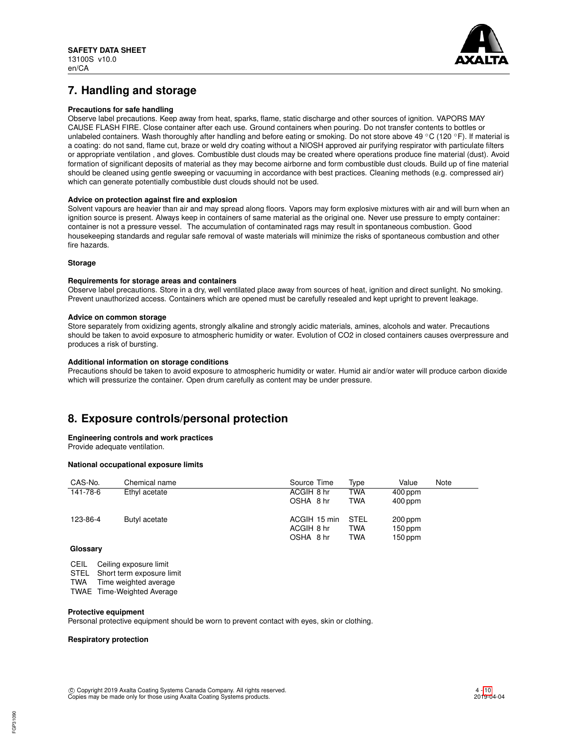## 7. Handling and storage

**Precautions for safe handling**

Observe label precautions. Keep away from heat, sparks, flame, static discharge and other sources of ignition. VAPORS MAY CAUSE FLASH FIRE. Close container after each use. Ground containers when pouring. Do not transfer contents to bottles or unlabeled containers. Wash thoroughly after handling and before eating or smoking. Do not store above 49 °C (120 °F). If material is a coating: do not sand, flame cut, braze or weld dry coating without a NIOSH approved air purifying respirator with particulate filters or appropriate ventilation , and gloves. Combustible dust clouds may be created where operations produce fine material (dust). Avoid formation of significant deposits of material as they may become airborne and form combustible dust clouds. Build up of fine material should be cleaned using gentle sweeping or vacuuming in accordance with best practices. Cleaning methods (e.g. compressed air) which can generate potentially combustible dust clouds should not be used.

**Advice on protection against fire and explosion**

Solvent vapours are heavier than air and may spread along floors. Vapors may form explosive mixtures with air and will burn when an ignition source is present. Always keep in containers of same material as the original one. Never use pressure to empty container: container is not a pressure vessel. The accumulation of contaminated rags may result in spontaneous combustion. Good housekeeping standards and regular safe removal of waste materials will minimize the risks of spontaneous combustion and other fire hazards.

**Storage**

**Requirements for storage areas and containers**

Observe label precautions. Store in a dry, well ventilated place away from sources of heat, ignition and direct sunlight. No smoking. Prevent unauthorized access. Containers which are opened must be carefully resealed and kept upright to prevent leakage.

**Advice on common storage**

Store separately from oxidizing agents, strongly alkaline and strongly acidic materials, amines, alcohols and water. Precautions should be taken to avoid exposure to atmospheric humidity or water. Evolution of $CO_2$ in closed containers causes overpressure and produces a risk of bursting.

**Additional information on storage conditions**

Precautions should be taken to avoid exposure to atmospheric humidity or water. Humid air and/or water will produce carbon dioxide which will pressurize the container. Open drum carefully as content may be under pressure.

## 8. Exposure controls/personal protection

**Engineering controls and work practices**

Provide adequate ventilation.

**National occupational exposure limits**

| CAS-No. | Chemical name | Source | Time | Type | Value | Note |
|---|---|---|---|---|---|---|
| 141-78-6 | Ethyl acetate | ACGIH | 8 hr | TWA | 400 ppm | |
| | | OSHA | 8 hr | TWA | 400 ppm | |
| 123-86-4 | Butyl acetate | ACGIH | 15 min | STEL | 200 ppm | |
| | | ACGIH | 8 hr | TWA | 150 ppm | |
| | | OSHA | 8 hr | TWA | 150 ppm | |

**Glossary**

| | |
|---|---|
| CEIL | Ceiling exposure limit |
| STEL | Short term exposure limit |
| TWA | Time weighted average |
| TWAE | Time-Weighted Average |

**Protective equipment**

Personal protective equipment should be worn to prevent contact with eyes, skin or clothing.

**Respiratory protection**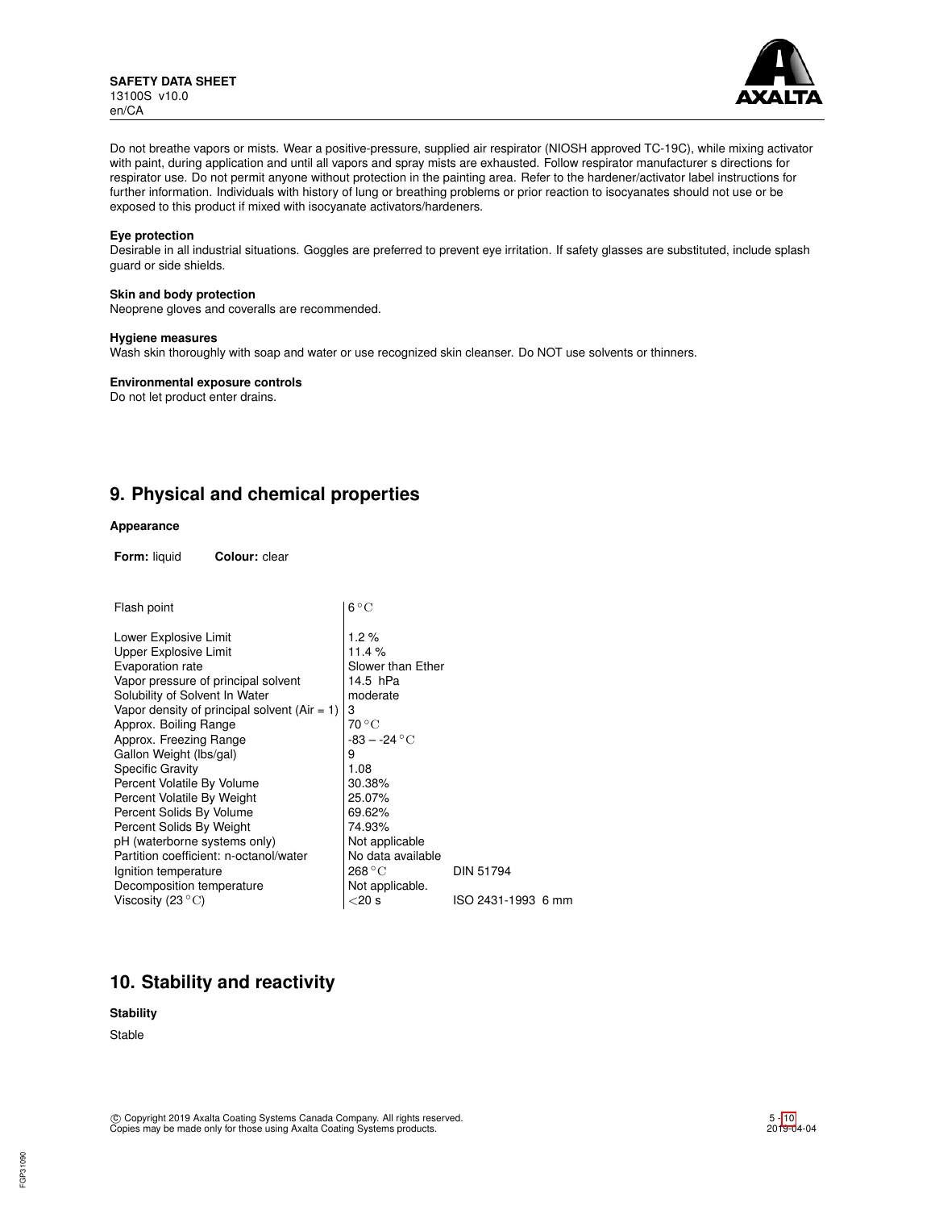Do not breathe vapors or mists. Wear a positive-pressure, supplied air respirator (NIOSH approved TC-19C), while mixing activator with paint, during application and until all vapors and spray mists are exhausted. Follow respirator manufacturer s directions for respirator use. Do not permit anyone without protection in the painting area. Refer to the hardener/activator label instructions for further information. Individuals with history of lung or breathing problems or prior reaction to isocyanates should not use or be exposed to this product if mixed with isocyanate activators/hardeners.

**Eye protection**
Desirable in all industrial situations. Goggles are preferred to prevent eye irritation. If safety glasses are substituted, include splash guard or side shields.

**Skin and body protection**
Neoprene gloves and coveralls are recommended.

**Hygiene measures**
Wash skin thoroughly with soap and water or use recognized skin cleanser. Do NOT use solvents or thinners.

**Environmental exposure controls**
Do not let product enter drains.

## 9. Physical and chemical properties

**Appearance**

**Form:** liquid **Colour:** clear

| Property | Value | Method |
|---|---|---|
| Flash point | 6 °C | |
| Lower Explosive Limit | 1.2 % | |
| Upper Explosive Limit | 11.4 % | |
| Evaporation rate | Slower than Ether | |
| Vapor pressure of principal solvent | 14.5 hPa | |
| Solubility of Solvent In Water | moderate | |
| Vapor density of principal solvent (Air = 1) | 3 | |
| Approx. Boiling Range | 70 °C | |
| Approx. Freezing Range | -83 – -24 °C | |
| Gallon Weight (lbs/gal) | 9 | |
| Specific Gravity | 1.08 | |
| Percent Volatile By Volume | 30.38% | |
| Percent Volatile By Weight | 25.07% | |
| Percent Solids By Volume | 69.62% | |
| Percent Solids By Weight | 74.93% | |
| pH (waterborne systems only) | Not applicable | |
| Partition coefficient: n-octanol/water | No data available | |
| Ignition temperature | 268 °C | DIN 51794 |
| Decomposition temperature | Not applicable. | |
| Viscosity (23 °C) | <20 s | ISO 2431-1993 6 mm |

## 10. Stability and reactivity

**Stability**

Stable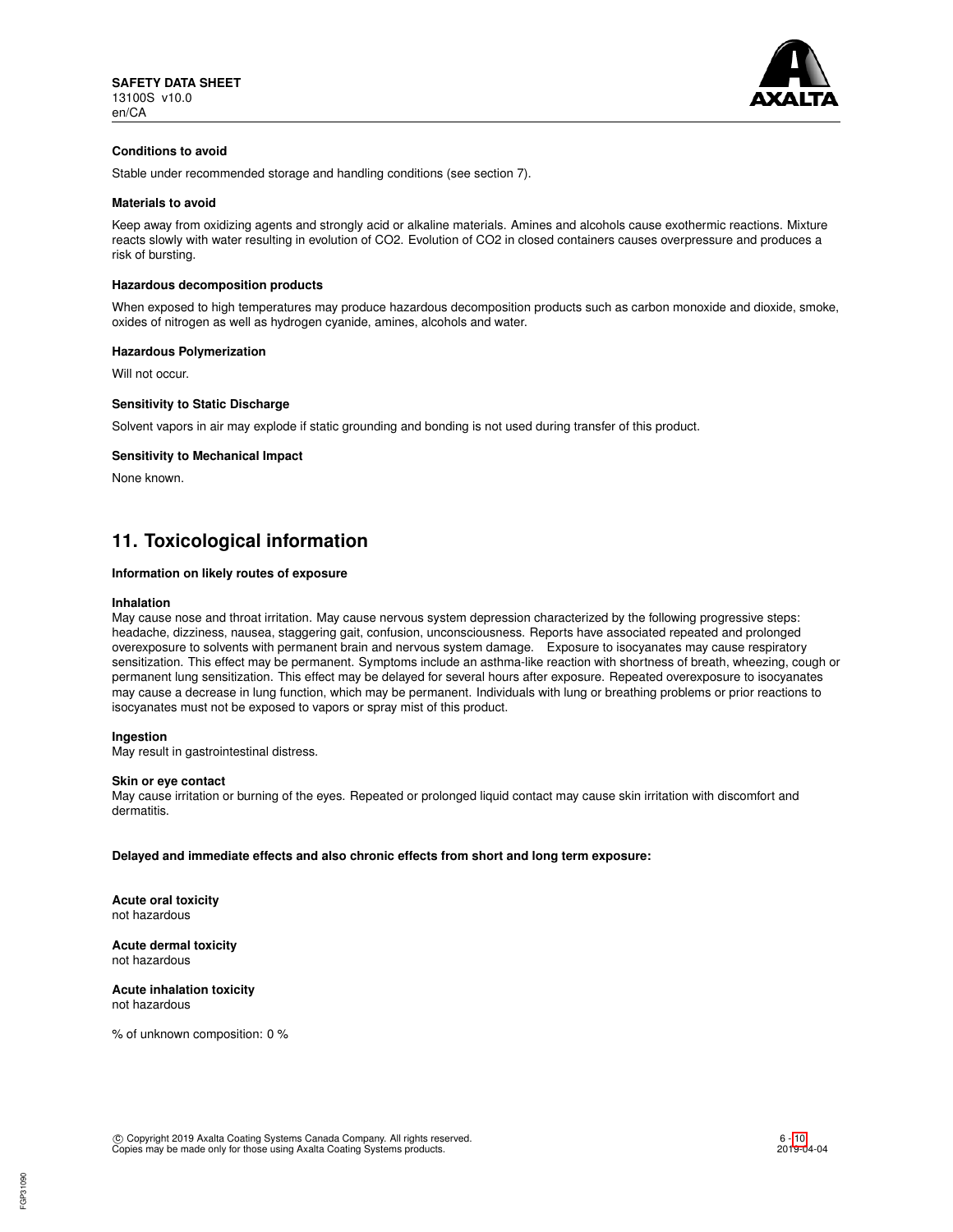**Conditions to avoid**

Stable under recommended storage and handling conditions (see section 7).

**Materials to avoid**

Keep away from oxidizing agents and strongly acid or alkaline materials. Amines and alcohols cause exothermic reactions. Mixture reacts slowly with water resulting in evolution of $CO_2$. Evolution of $CO_2$ in closed containers causes overpressure and produces a risk of bursting.

**Hazardous decomposition products**

When exposed to high temperatures may produce hazardous decomposition products such as carbon monoxide and dioxide, smoke, oxides of nitrogen as well as hydrogen cyanide, amines, alcohols and water.

**Hazardous Polymerization**

Will not occur.

**Sensitivity to Static Discharge**

Solvent vapors in air may explode if static grounding and bonding is not used during transfer of this product.

**Sensitivity to Mechanical Impact**

None known.

## 11. Toxicological information

**Information on likely routes of exposure**

**Inhalation**
May cause nose and throat irritation. May cause nervous system depression characterized by the following progressive steps: headache, dizziness, nausea, staggering gait, confusion, unconsciousness. Reports have associated repeated and prolonged overexposure to solvents with permanent brain and nervous system damage. Exposure to isocyanates may cause respiratory sensitization. This effect may be permanent. Symptoms include an asthma-like reaction with shortness of breath, wheezing, cough or permanent lung sensitization. This effect may be delayed for several hours after exposure. Repeated overexposure to isocyanates may cause a decrease in lung function, which may be permanent. Individuals with lung or breathing problems or prior reactions to isocyanates must not be exposed to vapors or spray mist of this product.

**Ingestion**
May result in gastrointestinal distress.

**Skin or eye contact**
May cause irritation or burning of the eyes. Repeated or prolonged liquid contact may cause skin irritation with discomfort and dermatitis.

**Delayed and immediate effects and also chronic effects from short and long term exposure:**

**Acute oral toxicity**
not hazardous

**Acute dermal toxicity**
not hazardous

**Acute inhalation toxicity**
not hazardous

% of unknown composition: 0 %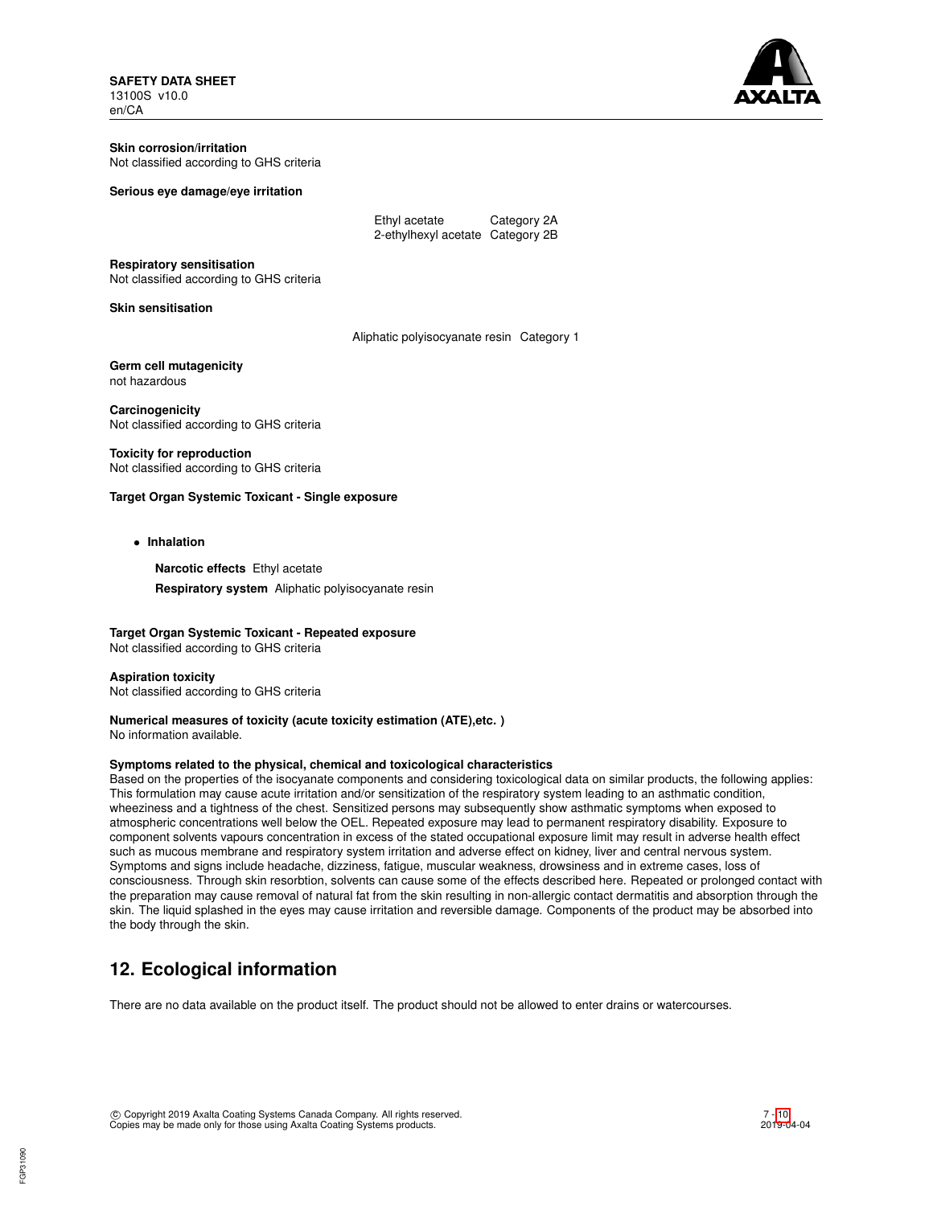**Skin corrosion/irritation**
Not classified according to GHS criteria

**Serious eye damage/eye irritation**

| | |
|---|---|
| Ethyl acetate | Category 2A |
| 2-ethylhexyl acetate | Category 2B |

**Respiratory sensitisation**
Not classified according to GHS criteria

**Skin sensitisation**

| | |
|---|---|
| Aliphatic polyisocyanate resin | Category 1 |

**Germ cell mutagenicity**
not hazardous

**Carcinogenicity**
Not classified according to GHS criteria

**Toxicity for reproduction**
Not classified according to GHS criteria

**Target Organ Systemic Toxicant - Single exposure**

- **Inhalation**

  **Narcotic effects** Ethyl acetate

  **Respiratory system** Aliphatic polyisocyanate resin

**Target Organ Systemic Toxicant - Repeated exposure**
Not classified according to GHS criteria

**Aspiration toxicity**
Not classified according to GHS criteria

**Numerical measures of toxicity (acute toxicity estimation (ATE),etc. )**
No information available.

**Symptoms related to the physical, chemical and toxicological characteristics**
Based on the properties of the isocyanate components and considering toxicological data on similar products, the following applies: This formulation may cause acute irritation and/or sensitization of the respiratory system leading to an asthmatic condition, wheeziness and a tightness of the chest. Sensitized persons may subsequently show asthmatic symptoms when exposed to atmospheric concentrations well below the OEL. Repeated exposure may lead to permanent respiratory disability. Exposure to component solvents vapours concentration in excess of the stated occupational exposure limit may result in adverse health effect such as mucous membrane and respiratory system irritation and adverse effect on kidney, liver and central nervous system. Symptoms and signs include headache, dizziness, fatigue, muscular weakness, drowsiness and in extreme cases, loss of consciousness. Through skin resorbtion, solvents can cause some of the effects described here. Repeated or prolonged contact with the preparation may cause removal of natural fat from the skin resulting in non-allergic contact dermatitis and absorption through the skin. The liquid splashed in the eyes may cause irritation and reversible damage. Components of the product may be absorbed into the body through the skin.

## 12. Ecological information

There are no data available on the product itself. The product should not be allowed to enter drains or watercourses.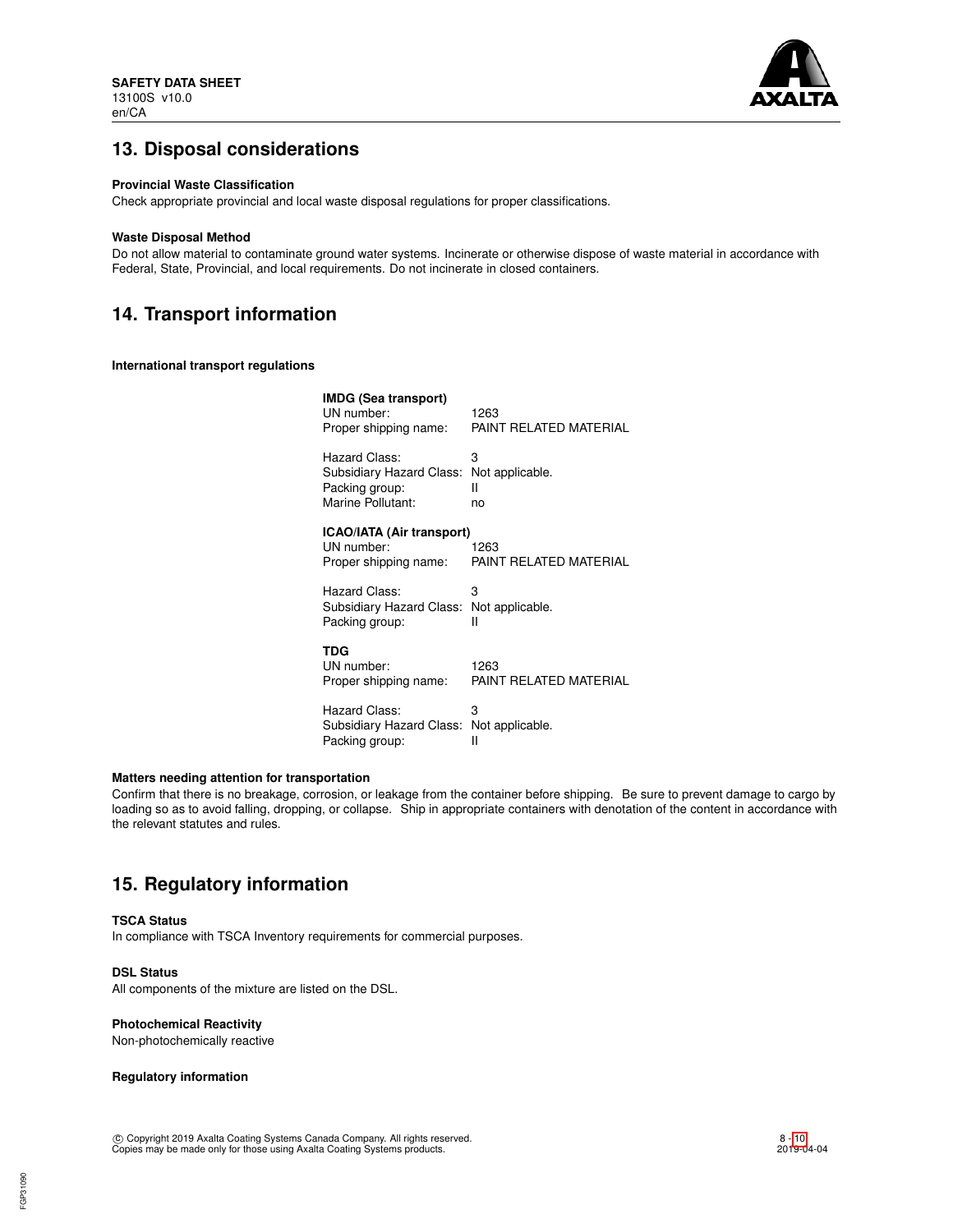## 13. Disposal considerations

**Provincial Waste Classification**

Check appropriate provincial and local waste disposal regulations for proper classifications.

**Waste Disposal Method**

Do not allow material to contaminate ground water systems. Incinerate or otherwise dispose of waste material in accordance with Federal, State, Provincial, and local requirements. Do not incinerate in closed containers.

## 14. Transport information

**International transport regulations**

**IMDG (Sea transport)**

| | |
|---|---|
| UN number: | 1263 |
| Proper shipping name: | PAINT RELATED MATERIAL |
| Hazard Class: | 3 |
| Subsidiary Hazard Class: | Not applicable. |
| Packing group: | II |
| Marine Pollutant: | no |

**ICAO/IATA (Air transport)**

| | |
|---|---|
| UN number: | 1263 |
| Proper shipping name: | PAINT RELATED MATERIAL |
| Hazard Class: | 3 |
| Subsidiary Hazard Class: | Not applicable. |
| Packing group: | II |

**TDG**

| | |
|---|---|
| UN number: | 1263 |
| Proper shipping name: | PAINT RELATED MATERIAL |
| Hazard Class: | 3 |
| Subsidiary Hazard Class: | Not applicable. |
| Packing group: | II |

**Matters needing attention for transportation**

Confirm that there is no breakage, corrosion, or leakage from the container before shipping. Be sure to prevent damage to cargo by loading so as to avoid falling, dropping, or collapse. Ship in appropriate containers with denotation of the content in accordance with the relevant statutes and rules.

## 15. Regulatory information

**TSCA Status**

In compliance with TSCA Inventory requirements for commercial purposes.

**DSL Status**

All components of the mixture are listed on the DSL.

**Photochemical Reactivity**

Non-photochemically reactive

**Regulatory information**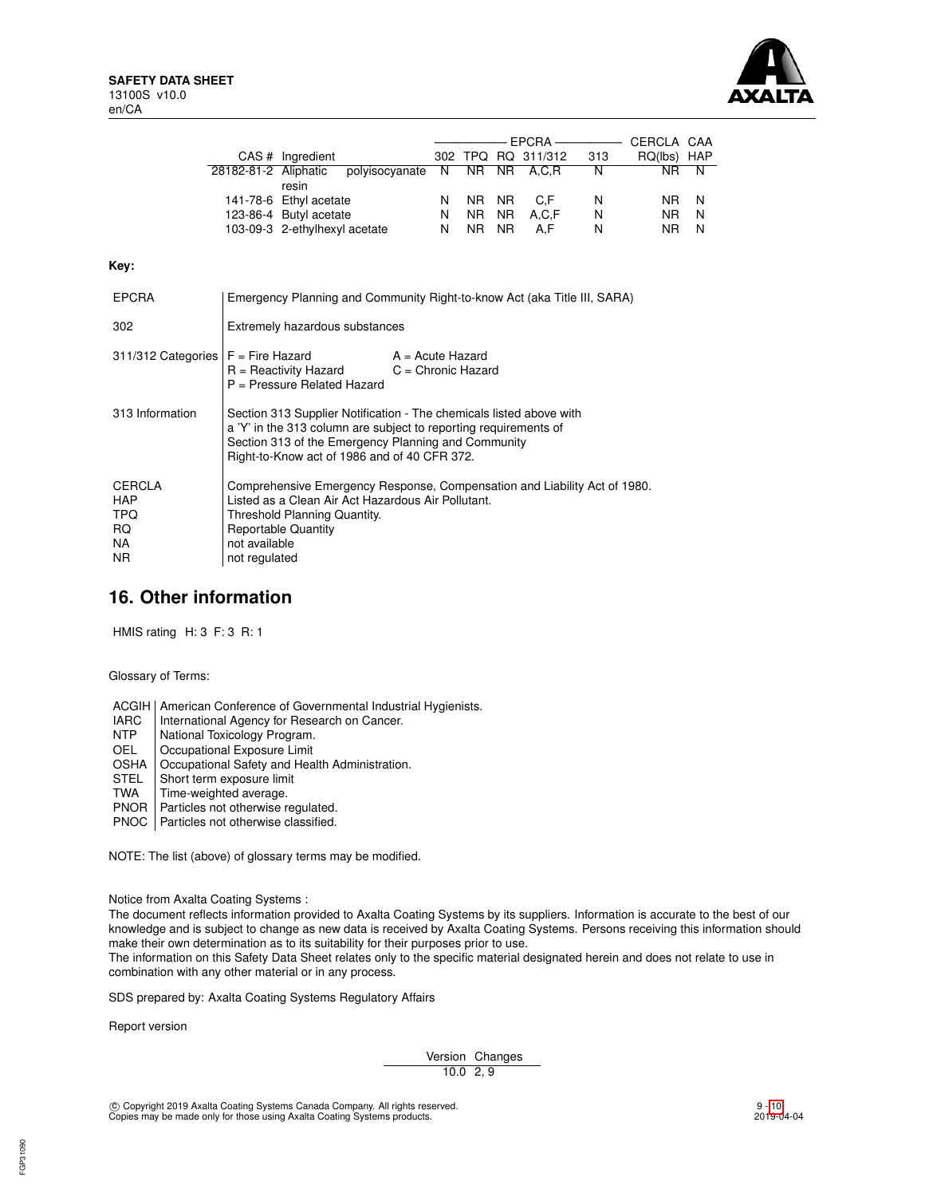| CAS # | Ingredient | EPCRA 302 | EPCRA TPQ | EPCRA RQ | EPCRA 311/312 | EPCRA 313 | CERCLA RQ(lbs) | CAA HAP |
|---|---|---|---|---|---|---|---|---|
| 28182-81-2 | Aliphatic polyisocyanate resin | N | NR | NR | A,C,R | N | NR | N |
| 141-78-6 | Ethyl acetate | N | NR | NR | C,F | N | NR | N |
| 123-86-4 | Butyl acetate | N | NR | NR | A,C,F | N | NR | N |
| 103-09-3 | 2-ethylhexyl acetate | N | NR | NR | A,F | N | NR | N |

**Key:**

| | |
|---|---|
| EPCRA | Emergency Planning and Community Right-to-know Act (aka Title III, SARA) |
| 302 | Extremely hazardous substances |
| 311/312 Categories | F = Fire Hazard; A = Acute Hazard; R = Reactivity Hazard; C = Chronic Hazard; P = Pressure Related Hazard |
| 313 Information | Section 313 Supplier Notification - The chemicals listed above with a 'Y' in the 313 column are subject to reporting requirements of Section 313 of the Emergency Planning and Community Right-to-Know act of 1986 and of 40 CFR 372. |
| CERCLA | Comprehensive Emergency Response, Compensation and Liability Act of 1980. |
| HAP | Listed as a Clean Air Act Hazardous Air Pollutant. |
| TPQ | Threshold Planning Quantity. |
| RQ | Reportable Quantity |
| NA | not available |
| NR | not regulated |

## 16. Other information

HMIS rating H: 3 F: 3 R: 1

Glossary of Terms:

| | |
|---|---|
| ACGIH | American Conference of Governmental Industrial Hygienists. |
| IARC | International Agency for Research on Cancer. |
| NTP | National Toxicology Program. |
| OEL | Occupational Exposure Limit |
| OSHA | Occupational Safety and Health Administration. |
| STEL | Short term exposure limit |
| TWA | Time-weighted average. |
| PNOR | Particles not otherwise regulated. |
| PNOC | Particles not otherwise classified. |

NOTE: The list (above) of glossary terms may be modified.

Notice from Axalta Coating Systems :
The document reflects information provided to Axalta Coating Systems by its suppliers. Information is accurate to the best of our knowledge and is subject to change as new data is received by Axalta Coating Systems. Persons receiving this information should make their own determination as to its suitability for their purposes prior to use.
The information on this Safety Data Sheet relates only to the specific material designated herein and does not relate to use in combination with any other material or in any process.

SDS prepared by: Axalta Coating Systems Regulatory Affairs

Report version

| Version | Changes |
|---|---|
| 10.0 | 2, 9 |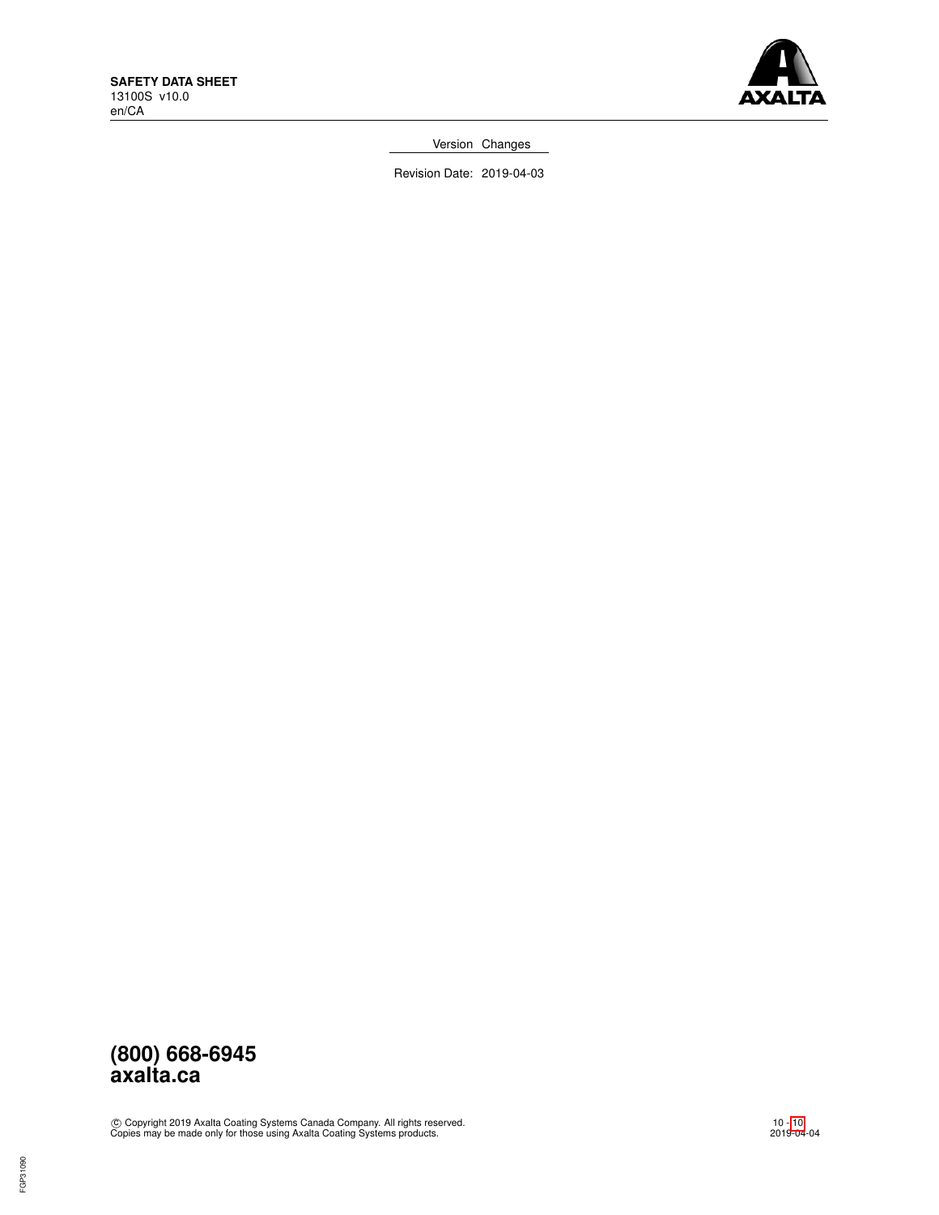| Version | Changes |
| --- | --- |

Revision Date: 2019-04-03

**(800) 668-6945**
**axalta.ca**

© Copyright 2019 Axalta Coating Systems Canada Company. All rights reserved.
Copies may be made only for those using Axalta Coating Systems products.